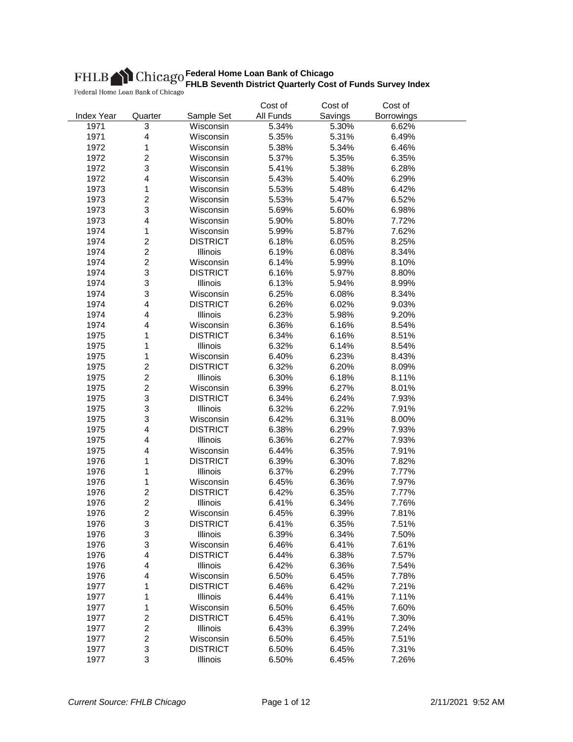# Federal Home Loan Bank of Chicago

## FHLB Seventh District Quarterly Cost of Funds Survey Index

| Index Year | Quarter | Sample Set | Cost of All Funds | Cost of Savings | Cost of Borrowings |
|---|---|---|---|---|---|
| 1971 | 3 | Wisconsin | 5.34% | 5.30% | 6.62% |
| 1971 | 4 | Wisconsin | 5.35% | 5.31% | 6.49% |
| 1972 | 1 | Wisconsin | 5.38% | 5.34% | 6.46% |
| 1972 | 2 | Wisconsin | 5.37% | 5.35% | 6.35% |
| 1972 | 3 | Wisconsin | 5.41% | 5.38% | 6.28% |
| 1972 | 4 | Wisconsin | 5.43% | 5.40% | 6.29% |
| 1973 | 1 | Wisconsin | 5.53% | 5.48% | 6.42% |
| 1973 | 2 | Wisconsin | 5.53% | 5.47% | 6.52% |
| 1973 | 3 | Wisconsin | 5.69% | 5.60% | 6.98% |
| 1973 | 4 | Wisconsin | 5.90% | 5.80% | 7.72% |
| 1974 | 1 | Wisconsin | 5.99% | 5.87% | 7.62% |
| 1974 | 2 | DISTRICT | 6.18% | 6.05% | 8.25% |
| 1974 | 2 | Illinois | 6.19% | 6.08% | 8.34% |
| 1974 | 2 | Wisconsin | 6.14% | 5.99% | 8.10% |
| 1974 | 3 | DISTRICT | 6.16% | 5.97% | 8.80% |
| 1974 | 3 | Illinois | 6.13% | 5.94% | 8.99% |
| 1974 | 3 | Wisconsin | 6.25% | 6.08% | 8.34% |
| 1974 | 4 | DISTRICT | 6.26% | 6.02% | 9.03% |
| 1974 | 4 | Illinois | 6.23% | 5.98% | 9.20% |
| 1974 | 4 | Wisconsin | 6.36% | 6.16% | 8.54% |
| 1975 | 1 | DISTRICT | 6.34% | 6.16% | 8.51% |
| 1975 | 1 | Illinois | 6.32% | 6.14% | 8.54% |
| 1975 | 1 | Wisconsin | 6.40% | 6.23% | 8.43% |
| 1975 | 2 | DISTRICT | 6.32% | 6.20% | 8.09% |
| 1975 | 2 | Illinois | 6.30% | 6.18% | 8.11% |
| 1975 | 2 | Wisconsin | 6.39% | 6.27% | 8.01% |
| 1975 | 3 | DISTRICT | 6.34% | 6.24% | 7.93% |
| 1975 | 3 | Illinois | 6.32% | 6.22% | 7.91% |
| 1975 | 3 | Wisconsin | 6.42% | 6.31% | 8.00% |
| 1975 | 4 | DISTRICT | 6.38% | 6.29% | 7.93% |
| 1975 | 4 | Illinois | 6.36% | 6.27% | 7.93% |
| 1975 | 4 | Wisconsin | 6.44% | 6.35% | 7.91% |
| 1976 | 1 | DISTRICT | 6.39% | 6.30% | 7.82% |
| 1976 | 1 | Illinois | 6.37% | 6.29% | 7.77% |
| 1976 | 1 | Wisconsin | 6.45% | 6.36% | 7.97% |
| 1976 | 2 | DISTRICT | 6.42% | 6.35% | 7.77% |
| 1976 | 2 | Illinois | 6.41% | 6.34% | 7.76% |
| 1976 | 2 | Wisconsin | 6.45% | 6.39% | 7.81% |
| 1976 | 3 | DISTRICT | 6.41% | 6.35% | 7.51% |
| 1976 | 3 | Illinois | 6.39% | 6.34% | 7.50% |
| 1976 | 3 | Wisconsin | 6.46% | 6.41% | 7.61% |
| 1976 | 4 | DISTRICT | 6.44% | 6.38% | 7.57% |
| 1976 | 4 | Illinois | 6.42% | 6.36% | 7.54% |
| 1976 | 4 | Wisconsin | 6.50% | 6.45% | 7.78% |
| 1977 | 1 | DISTRICT | 6.46% | 6.42% | 7.21% |
| 1977 | 1 | Illinois | 6.44% | 6.41% | 7.11% |
| 1977 | 1 | Wisconsin | 6.50% | 6.45% | 7.60% |
| 1977 | 2 | DISTRICT | 6.45% | 6.41% | 7.30% |
| 1977 | 2 | Illinois | 6.43% | 6.39% | 7.24% |
| 1977 | 2 | Wisconsin | 6.50% | 6.45% | 7.51% |
| 1977 | 3 | DISTRICT | 6.50% | 6.45% | 7.31% |
| 1977 | 3 | Illinois | 6.50% | 6.45% | 7.26% |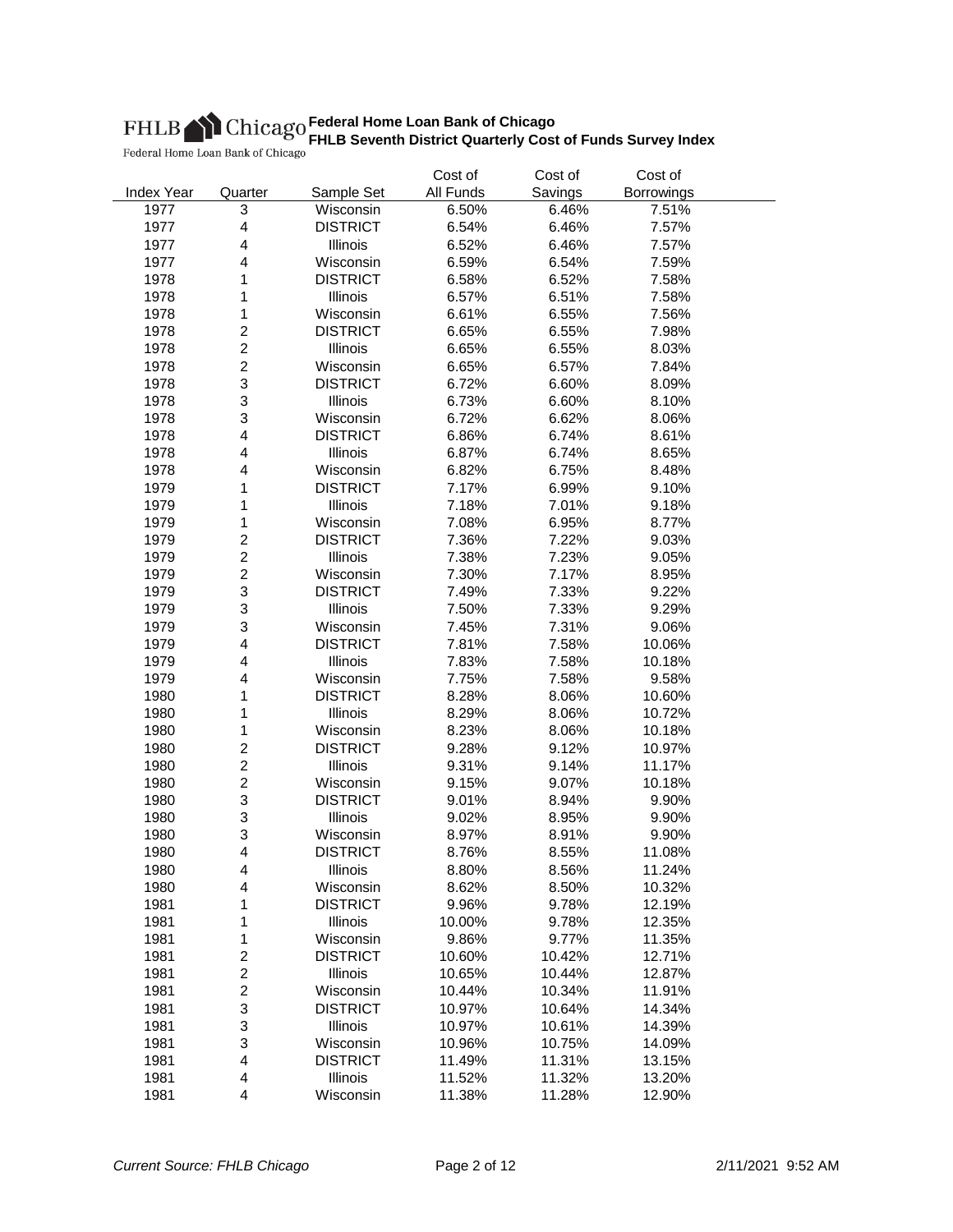# Federal Home Loan Bank of Chicago

## FHLB Seventh District Quarterly Cost of Funds Survey Index

| Index Year | Quarter | Sample Set | Cost of All Funds | Cost of Savings | Cost of Borrowings |
|---|---|---|---|---|---|
| 1977 | 3 | Wisconsin | 6.50% | 6.46% | 7.51% |
| 1977 | 4 | DISTRICT | 6.54% | 6.46% | 7.57% |
| 1977 | 4 | Illinois | 6.52% | 6.46% | 7.57% |
| 1977 | 4 | Wisconsin | 6.59% | 6.54% | 7.59% |
| 1978 | 1 | DISTRICT | 6.58% | 6.52% | 7.58% |
| 1978 | 1 | Illinois | 6.57% | 6.51% | 7.58% |
| 1978 | 1 | Wisconsin | 6.61% | 6.55% | 7.56% |
| 1978 | 2 | DISTRICT | 6.65% | 6.55% | 7.98% |
| 1978 | 2 | Illinois | 6.65% | 6.55% | 8.03% |
| 1978 | 2 | Wisconsin | 6.65% | 6.57% | 7.84% |
| 1978 | 3 | DISTRICT | 6.72% | 6.60% | 8.09% |
| 1978 | 3 | Illinois | 6.73% | 6.60% | 8.10% |
| 1978 | 3 | Wisconsin | 6.72% | 6.62% | 8.06% |
| 1978 | 4 | DISTRICT | 6.86% | 6.74% | 8.61% |
| 1978 | 4 | Illinois | 6.87% | 6.74% | 8.65% |
| 1978 | 4 | Wisconsin | 6.82% | 6.75% | 8.48% |
| 1979 | 1 | DISTRICT | 7.17% | 6.99% | 9.10% |
| 1979 | 1 | Illinois | 7.18% | 7.01% | 9.18% |
| 1979 | 1 | Wisconsin | 7.08% | 6.95% | 8.77% |
| 1979 | 2 | DISTRICT | 7.36% | 7.22% | 9.03% |
| 1979 | 2 | Illinois | 7.38% | 7.23% | 9.05% |
| 1979 | 2 | Wisconsin | 7.30% | 7.17% | 8.95% |
| 1979 | 3 | DISTRICT | 7.49% | 7.33% | 9.22% |
| 1979 | 3 | Illinois | 7.50% | 7.33% | 9.29% |
| 1979 | 3 | Wisconsin | 7.45% | 7.31% | 9.06% |
| 1979 | 4 | DISTRICT | 7.81% | 7.58% | 10.06% |
| 1979 | 4 | Illinois | 7.83% | 7.58% | 10.18% |
| 1979 | 4 | Wisconsin | 7.75% | 7.58% | 9.58% |
| 1980 | 1 | DISTRICT | 8.28% | 8.06% | 10.60% |
| 1980 | 1 | Illinois | 8.29% | 8.06% | 10.72% |
| 1980 | 1 | Wisconsin | 8.23% | 8.06% | 10.18% |
| 1980 | 2 | DISTRICT | 9.28% | 9.12% | 10.97% |
| 1980 | 2 | Illinois | 9.31% | 9.14% | 11.17% |
| 1980 | 2 | Wisconsin | 9.15% | 9.07% | 10.18% |
| 1980 | 3 | DISTRICT | 9.01% | 8.94% | 9.90% |
| 1980 | 3 | Illinois | 9.02% | 8.95% | 9.90% |
| 1980 | 3 | Wisconsin | 8.97% | 8.91% | 9.90% |
| 1980 | 4 | DISTRICT | 8.76% | 8.55% | 11.08% |
| 1980 | 4 | Illinois | 8.80% | 8.56% | 11.24% |
| 1980 | 4 | Wisconsin | 8.62% | 8.50% | 10.32% |
| 1981 | 1 | DISTRICT | 9.96% | 9.78% | 12.19% |
| 1981 | 1 | Illinois | 10.00% | 9.78% | 12.35% |
| 1981 | 1 | Wisconsin | 9.86% | 9.77% | 11.35% |
| 1981 | 2 | DISTRICT | 10.60% | 10.42% | 12.71% |
| 1981 | 2 | Illinois | 10.65% | 10.44% | 12.87% |
| 1981 | 2 | Wisconsin | 10.44% | 10.34% | 11.91% |
| 1981 | 3 | DISTRICT | 10.97% | 10.64% | 14.34% |
| 1981 | 3 | Illinois | 10.97% | 10.61% | 14.39% |
| 1981 | 3 | Wisconsin | 10.96% | 10.75% | 14.09% |
| 1981 | 4 | DISTRICT | 11.49% | 11.31% | 13.15% |
| 1981 | 4 | Illinois | 11.52% | 11.32% | 13.20% |
| 1981 | 4 | Wisconsin | 11.38% | 11.28% | 12.90% |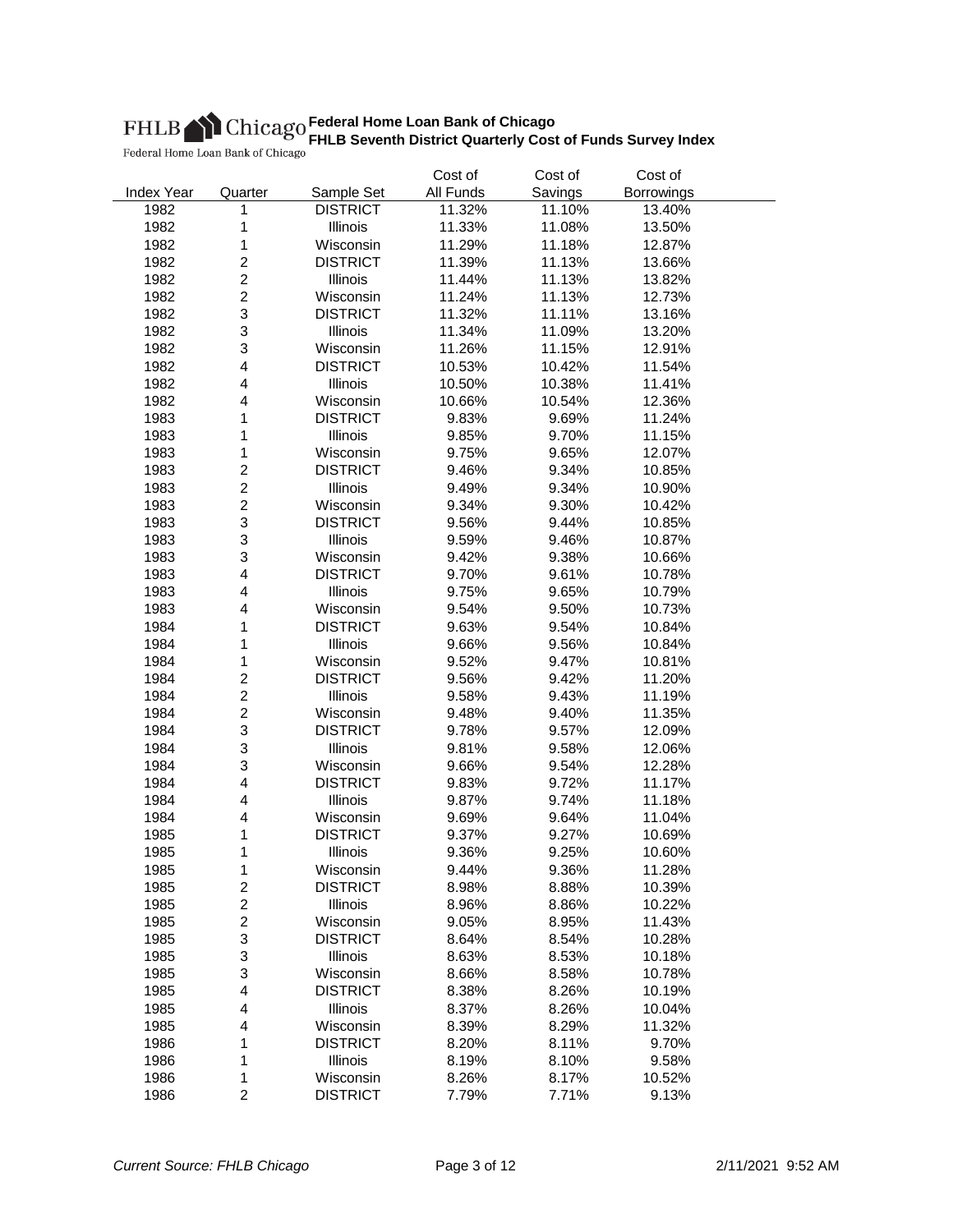# Federal Home Loan Bank of Chicago

## FHLB Seventh District Quarterly Cost of Funds Survey Index

| Index Year | Quarter | Sample Set | Cost of All Funds | Cost of Savings | Cost of Borrowings |
|---|---|---|---|---|---|
| 1982 | 1 | DISTRICT | 11.32% | 11.10% | 13.40% |
| 1982 | 1 | Illinois | 11.33% | 11.08% | 13.50% |
| 1982 | 1 | Wisconsin | 11.29% | 11.18% | 12.87% |
| 1982 | 2 | DISTRICT | 11.39% | 11.13% | 13.66% |
| 1982 | 2 | Illinois | 11.44% | 11.13% | 13.82% |
| 1982 | 2 | Wisconsin | 11.24% | 11.13% | 12.73% |
| 1982 | 3 | DISTRICT | 11.32% | 11.11% | 13.16% |
| 1982 | 3 | Illinois | 11.34% | 11.09% | 13.20% |
| 1982 | 3 | Wisconsin | 11.26% | 11.15% | 12.91% |
| 1982 | 4 | DISTRICT | 10.53% | 10.42% | 11.54% |
| 1982 | 4 | Illinois | 10.50% | 10.38% | 11.41% |
| 1982 | 4 | Wisconsin | 10.66% | 10.54% | 12.36% |
| 1983 | 1 | DISTRICT | 9.83% | 9.69% | 11.24% |
| 1983 | 1 | Illinois | 9.85% | 9.70% | 11.15% |
| 1983 | 1 | Wisconsin | 9.75% | 9.65% | 12.07% |
| 1983 | 2 | DISTRICT | 9.46% | 9.34% | 10.85% |
| 1983 | 2 | Illinois | 9.49% | 9.34% | 10.90% |
| 1983 | 2 | Wisconsin | 9.34% | 9.30% | 10.42% |
| 1983 | 3 | DISTRICT | 9.56% | 9.44% | 10.85% |
| 1983 | 3 | Illinois | 9.59% | 9.46% | 10.87% |
| 1983 | 3 | Wisconsin | 9.42% | 9.38% | 10.66% |
| 1983 | 4 | DISTRICT | 9.70% | 9.61% | 10.78% |
| 1983 | 4 | Illinois | 9.75% | 9.65% | 10.79% |
| 1983 | 4 | Wisconsin | 9.54% | 9.50% | 10.73% |
| 1984 | 1 | DISTRICT | 9.63% | 9.54% | 10.84% |
| 1984 | 1 | Illinois | 9.66% | 9.56% | 10.84% |
| 1984 | 1 | Wisconsin | 9.52% | 9.47% | 10.81% |
| 1984 | 2 | DISTRICT | 9.56% | 9.42% | 11.20% |
| 1984 | 2 | Illinois | 9.58% | 9.43% | 11.19% |
| 1984 | 2 | Wisconsin | 9.48% | 9.40% | 11.35% |
| 1984 | 3 | DISTRICT | 9.78% | 9.57% | 12.09% |
| 1984 | 3 | Illinois | 9.81% | 9.58% | 12.06% |
| 1984 | 3 | Wisconsin | 9.66% | 9.54% | 12.28% |
| 1984 | 4 | DISTRICT | 9.83% | 9.72% | 11.17% |
| 1984 | 4 | Illinois | 9.87% | 9.74% | 11.18% |
| 1984 | 4 | Wisconsin | 9.69% | 9.64% | 11.04% |
| 1985 | 1 | DISTRICT | 9.37% | 9.27% | 10.69% |
| 1985 | 1 | Illinois | 9.36% | 9.25% | 10.60% |
| 1985 | 1 | Wisconsin | 9.44% | 9.36% | 11.28% |
| 1985 | 2 | DISTRICT | 8.98% | 8.88% | 10.39% |
| 1985 | 2 | Illinois | 8.96% | 8.86% | 10.22% |
| 1985 | 2 | Wisconsin | 9.05% | 8.95% | 11.43% |
| 1985 | 3 | DISTRICT | 8.64% | 8.54% | 10.28% |
| 1985 | 3 | Illinois | 8.63% | 8.53% | 10.18% |
| 1985 | 3 | Wisconsin | 8.66% | 8.58% | 10.78% |
| 1985 | 4 | DISTRICT | 8.38% | 8.26% | 10.19% |
| 1985 | 4 | Illinois | 8.37% | 8.26% | 10.04% |
| 1985 | 4 | Wisconsin | 8.39% | 8.29% | 11.32% |
| 1986 | 1 | DISTRICT | 8.20% | 8.11% | 9.70% |
| 1986 | 1 | Illinois | 8.19% | 8.10% | 9.58% |
| 1986 | 1 | Wisconsin | 8.26% | 8.17% | 10.52% |
| 1986 | 2 | DISTRICT | 7.79% | 7.71% | 9.13% |

*Current Source: FHLB Chicago*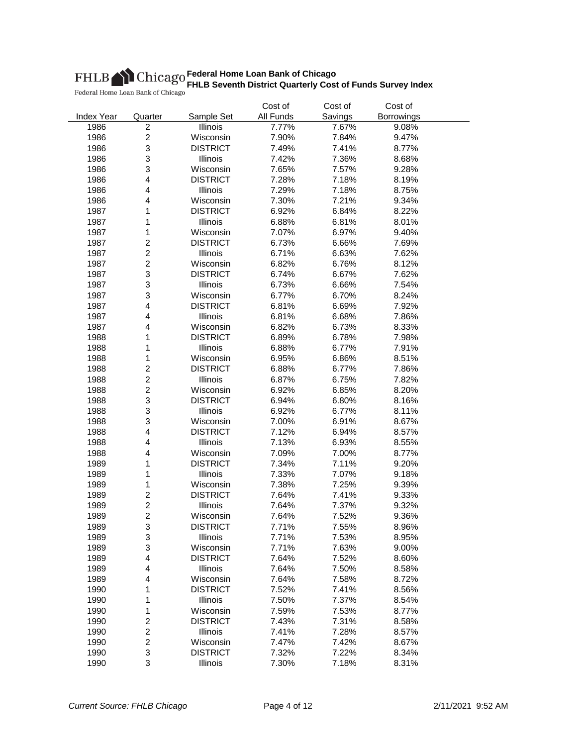FHLB Chicago
Federal Home Loan Bank of Chicago

**Federal Home Loan Bank of Chicago**
**FHLB Seventh District Quarterly Cost of Funds Survey Index**

| Index Year | Quarter | Sample Set | Cost of All Funds | Cost of Savings | Cost of Borrowings |
|---|---|---|---|---|---|
| 1986 | 2 | Illinois | 7.77% | 7.67% | 9.08% |
| 1986 | 2 | Wisconsin | 7.90% | 7.84% | 9.47% |
| 1986 | 3 | DISTRICT | 7.49% | 7.41% | 8.77% |
| 1986 | 3 | Illinois | 7.42% | 7.36% | 8.68% |
| 1986 | 3 | Wisconsin | 7.65% | 7.57% | 9.28% |
| 1986 | 4 | DISTRICT | 7.28% | 7.18% | 8.19% |
| 1986 | 4 | Illinois | 7.29% | 7.18% | 8.75% |
| 1986 | 4 | Wisconsin | 7.30% | 7.21% | 9.34% |
| 1987 | 1 | DISTRICT | 6.92% | 6.84% | 8.22% |
| 1987 | 1 | Illinois | 6.88% | 6.81% | 8.01% |
| 1987 | 1 | Wisconsin | 7.07% | 6.97% | 9.40% |
| 1987 | 2 | DISTRICT | 6.73% | 6.66% | 7.69% |
| 1987 | 2 | Illinois | 6.71% | 6.63% | 7.62% |
| 1987 | 2 | Wisconsin | 6.82% | 6.76% | 8.12% |
| 1987 | 3 | DISTRICT | 6.74% | 6.67% | 7.62% |
| 1987 | 3 | Illinois | 6.73% | 6.66% | 7.54% |
| 1987 | 3 | Wisconsin | 6.77% | 6.70% | 8.24% |
| 1987 | 4 | DISTRICT | 6.81% | 6.69% | 7.92% |
| 1987 | 4 | Illinois | 6.81% | 6.68% | 7.86% |
| 1987 | 4 | Wisconsin | 6.82% | 6.73% | 8.33% |
| 1988 | 1 | DISTRICT | 6.89% | 6.78% | 7.98% |
| 1988 | 1 | Illinois | 6.88% | 6.77% | 7.91% |
| 1988 | 1 | Wisconsin | 6.95% | 6.86% | 8.51% |
| 1988 | 2 | DISTRICT | 6.88% | 6.77% | 7.86% |
| 1988 | 2 | Illinois | 6.87% | 6.75% | 7.82% |
| 1988 | 2 | Wisconsin | 6.92% | 6.85% | 8.20% |
| 1988 | 3 | DISTRICT | 6.94% | 6.80% | 8.16% |
| 1988 | 3 | Illinois | 6.92% | 6.77% | 8.11% |
| 1988 | 3 | Wisconsin | 7.00% | 6.91% | 8.67% |
| 1988 | 4 | DISTRICT | 7.12% | 6.94% | 8.57% |
| 1988 | 4 | Illinois | 7.13% | 6.93% | 8.55% |
| 1988 | 4 | Wisconsin | 7.09% | 7.00% | 8.77% |
| 1989 | 1 | DISTRICT | 7.34% | 7.11% | 9.20% |
| 1989 | 1 | Illinois | 7.33% | 7.07% | 9.18% |
| 1989 | 1 | Wisconsin | 7.38% | 7.25% | 9.39% |
| 1989 | 2 | DISTRICT | 7.64% | 7.41% | 9.33% |
| 1989 | 2 | Illinois | 7.64% | 7.37% | 9.32% |
| 1989 | 2 | Wisconsin | 7.64% | 7.52% | 9.36% |
| 1989 | 3 | DISTRICT | 7.71% | 7.55% | 8.96% |
| 1989 | 3 | Illinois | 7.71% | 7.53% | 8.95% |
| 1989 | 3 | Wisconsin | 7.71% | 7.63% | 9.00% |
| 1989 | 4 | DISTRICT | 7.64% | 7.52% | 8.60% |
| 1989 | 4 | Illinois | 7.64% | 7.50% | 8.58% |
| 1989 | 4 | Wisconsin | 7.64% | 7.58% | 8.72% |
| 1990 | 1 | DISTRICT | 7.52% | 7.41% | 8.56% |
| 1990 | 1 | Illinois | 7.50% | 7.37% | 8.54% |
| 1990 | 1 | Wisconsin | 7.59% | 7.53% | 8.77% |
| 1990 | 2 | DISTRICT | 7.43% | 7.31% | 8.58% |
| 1990 | 2 | Illinois | 7.41% | 7.28% | 8.57% |
| 1990 | 2 | Wisconsin | 7.47% | 7.42% | 8.67% |
| 1990 | 3 | DISTRICT | 7.32% | 7.22% | 8.34% |
| 1990 | 3 | Illinois | 7.30% | 7.18% | 8.31% |

*Current Source: FHLB Chicago* 2/11/2021 9:52 AM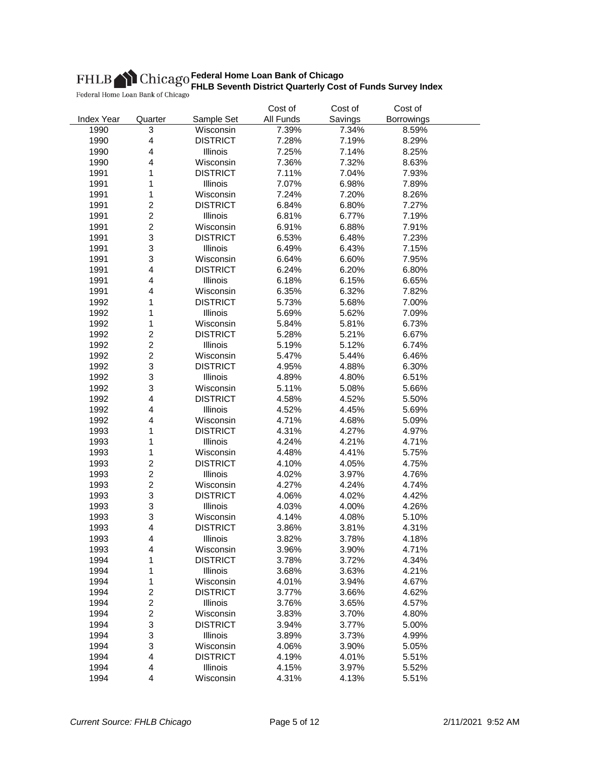FHLB Chicago
Federal Home Loan Bank of Chicago

**Federal Home Loan Bank of Chicago**
**FHLB Seventh District Quarterly Cost of Funds Survey Index**

| Index Year | Quarter | Sample Set | Cost of All Funds | Cost of Savings | Cost of Borrowings |
|---|---|---|---|---|---|
| 1990 | 3 | Wisconsin | 7.39% | 7.34% | 8.59% |
| 1990 | 4 | DISTRICT | 7.28% | 7.19% | 8.29% |
| 1990 | 4 | Illinois | 7.25% | 7.14% | 8.25% |
| 1990 | 4 | Wisconsin | 7.36% | 7.32% | 8.63% |
| 1991 | 1 | DISTRICT | 7.11% | 7.04% | 7.93% |
| 1991 | 1 | Illinois | 7.07% | 6.98% | 7.89% |
| 1991 | 1 | Wisconsin | 7.24% | 7.20% | 8.26% |
| 1991 | 2 | DISTRICT | 6.84% | 6.80% | 7.27% |
| 1991 | 2 | Illinois | 6.81% | 6.77% | 7.19% |
| 1991 | 2 | Wisconsin | 6.91% | 6.88% | 7.91% |
| 1991 | 3 | DISTRICT | 6.53% | 6.48% | 7.23% |
| 1991 | 3 | Illinois | 6.49% | 6.43% | 7.15% |
| 1991 | 3 | Wisconsin | 6.64% | 6.60% | 7.95% |
| 1991 | 4 | DISTRICT | 6.24% | 6.20% | 6.80% |
| 1991 | 4 | Illinois | 6.18% | 6.15% | 6.65% |
| 1991 | 4 | Wisconsin | 6.35% | 6.32% | 7.82% |
| 1992 | 1 | DISTRICT | 5.73% | 5.68% | 7.00% |
| 1992 | 1 | Illinois | 5.69% | 5.62% | 7.09% |
| 1992 | 1 | Wisconsin | 5.84% | 5.81% | 6.73% |
| 1992 | 2 | DISTRICT | 5.28% | 5.21% | 6.67% |
| 1992 | 2 | Illinois | 5.19% | 5.12% | 6.74% |
| 1992 | 2 | Wisconsin | 5.47% | 5.44% | 6.46% |
| 1992 | 3 | DISTRICT | 4.95% | 4.88% | 6.30% |
| 1992 | 3 | Illinois | 4.89% | 4.80% | 6.51% |
| 1992 | 3 | Wisconsin | 5.11% | 5.08% | 5.66% |
| 1992 | 4 | DISTRICT | 4.58% | 4.52% | 5.50% |
| 1992 | 4 | Illinois | 4.52% | 4.45% | 5.69% |
| 1992 | 4 | Wisconsin | 4.71% | 4.68% | 5.09% |
| 1993 | 1 | DISTRICT | 4.31% | 4.27% | 4.97% |
| 1993 | 1 | Illinois | 4.24% | 4.21% | 4.71% |
| 1993 | 1 | Wisconsin | 4.48% | 4.41% | 5.75% |
| 1993 | 2 | DISTRICT | 4.10% | 4.05% | 4.75% |
| 1993 | 2 | Illinois | 4.02% | 3.97% | 4.76% |
| 1993 | 2 | Wisconsin | 4.27% | 4.24% | 4.74% |
| 1993 | 3 | DISTRICT | 4.06% | 4.02% | 4.42% |
| 1993 | 3 | Illinois | 4.03% | 4.00% | 4.26% |
| 1993 | 3 | Wisconsin | 4.14% | 4.08% | 5.10% |
| 1993 | 4 | DISTRICT | 3.86% | 3.81% | 4.31% |
| 1993 | 4 | Illinois | 3.82% | 3.78% | 4.18% |
| 1993 | 4 | Wisconsin | 3.96% | 3.90% | 4.71% |
| 1994 | 1 | DISTRICT | 3.78% | 3.72% | 4.34% |
| 1994 | 1 | Illinois | 3.68% | 3.63% | 4.21% |
| 1994 | 1 | Wisconsin | 4.01% | 3.94% | 4.67% |
| 1994 | 2 | DISTRICT | 3.77% | 3.66% | 4.62% |
| 1994 | 2 | Illinois | 3.76% | 3.65% | 4.57% |
| 1994 | 2 | Wisconsin | 3.83% | 3.70% | 4.80% |
| 1994 | 3 | DISTRICT | 3.94% | 3.77% | 5.00% |
| 1994 | 3 | Illinois | 3.89% | 3.73% | 4.99% |
| 1994 | 3 | Wisconsin | 4.06% | 3.90% | 5.05% |
| 1994 | 4 | DISTRICT | 4.19% | 4.01% | 5.51% |
| 1994 | 4 | Illinois | 4.15% | 3.97% | 5.52% |
| 1994 | 4 | Wisconsin | 4.31% | 4.13% | 5.51% |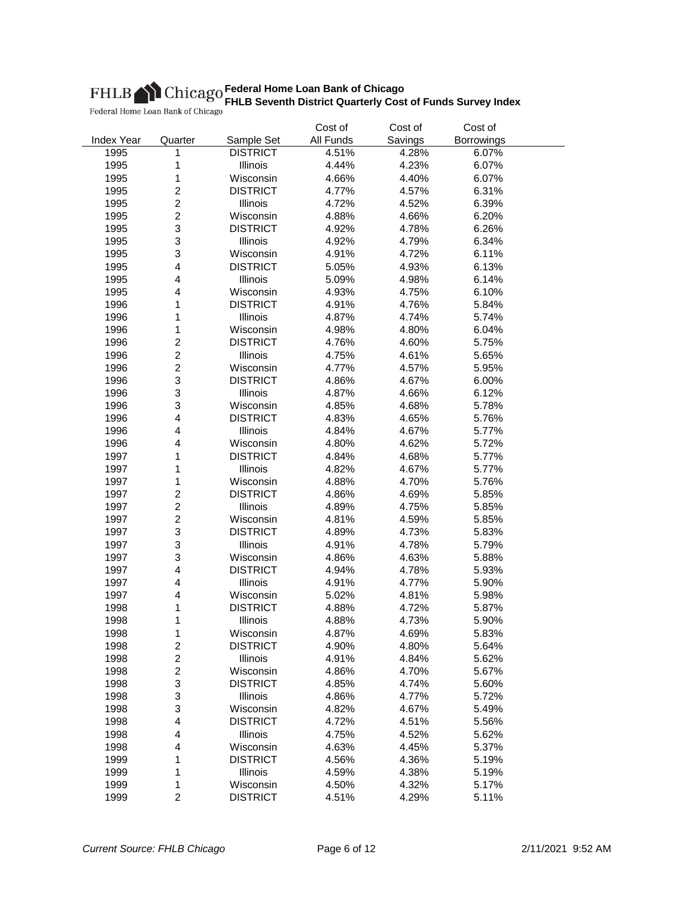FHLB Chicago
Federal Home Loan Bank of Chicago

**Federal Home Loan Bank of Chicago**
**FHLB Seventh District Quarterly Cost of Funds Survey Index**

| Index Year | Quarter | Sample Set | Cost of All Funds | Cost of Savings | Cost of Borrowings |
|---|---|---|---|---|---|
| 1995 | 1 | DISTRICT | 4.51% | 4.28% | 6.07% |
| 1995 | 1 | Illinois | 4.44% | 4.23% | 6.07% |
| 1995 | 1 | Wisconsin | 4.66% | 4.40% | 6.07% |
| 1995 | 2 | DISTRICT | 4.77% | 4.57% | 6.31% |
| 1995 | 2 | Illinois | 4.72% | 4.52% | 6.39% |
| 1995 | 2 | Wisconsin | 4.88% | 4.66% | 6.20% |
| 1995 | 3 | DISTRICT | 4.92% | 4.78% | 6.26% |
| 1995 | 3 | Illinois | 4.92% | 4.79% | 6.34% |
| 1995 | 3 | Wisconsin | 4.91% | 4.72% | 6.11% |
| 1995 | 4 | DISTRICT | 5.05% | 4.93% | 6.13% |
| 1995 | 4 | Illinois | 5.09% | 4.98% | 6.14% |
| 1995 | 4 | Wisconsin | 4.93% | 4.75% | 6.10% |
| 1996 | 1 | DISTRICT | 4.91% | 4.76% | 5.84% |
| 1996 | 1 | Illinois | 4.87% | 4.74% | 5.74% |
| 1996 | 1 | Wisconsin | 4.98% | 4.80% | 6.04% |
| 1996 | 2 | DISTRICT | 4.76% | 4.60% | 5.75% |
| 1996 | 2 | Illinois | 4.75% | 4.61% | 5.65% |
| 1996 | 2 | Wisconsin | 4.77% | 4.57% | 5.95% |
| 1996 | 3 | DISTRICT | 4.86% | 4.67% | 6.00% |
| 1996 | 3 | Illinois | 4.87% | 4.66% | 6.12% |
| 1996 | 3 | Wisconsin | 4.85% | 4.68% | 5.78% |
| 1996 | 4 | DISTRICT | 4.83% | 4.65% | 5.76% |
| 1996 | 4 | Illinois | 4.84% | 4.67% | 5.77% |
| 1996 | 4 | Wisconsin | 4.80% | 4.62% | 5.72% |
| 1997 | 1 | DISTRICT | 4.84% | 4.68% | 5.77% |
| 1997 | 1 | Illinois | 4.82% | 4.67% | 5.77% |
| 1997 | 1 | Wisconsin | 4.88% | 4.70% | 5.76% |
| 1997 | 2 | DISTRICT | 4.86% | 4.69% | 5.85% |
| 1997 | 2 | Illinois | 4.89% | 4.75% | 5.85% |
| 1997 | 2 | Wisconsin | 4.81% | 4.59% | 5.85% |
| 1997 | 3 | DISTRICT | 4.89% | 4.73% | 5.83% |
| 1997 | 3 | Illinois | 4.91% | 4.78% | 5.79% |
| 1997 | 3 | Wisconsin | 4.86% | 4.63% | 5.88% |
| 1997 | 4 | DISTRICT | 4.94% | 4.78% | 5.93% |
| 1997 | 4 | Illinois | 4.91% | 4.77% | 5.90% |
| 1997 | 4 | Wisconsin | 5.02% | 4.81% | 5.98% |
| 1998 | 1 | DISTRICT | 4.88% | 4.72% | 5.87% |
| 1998 | 1 | Illinois | 4.88% | 4.73% | 5.90% |
| 1998 | 1 | Wisconsin | 4.87% | 4.69% | 5.83% |
| 1998 | 2 | DISTRICT | 4.90% | 4.80% | 5.64% |
| 1998 | 2 | Illinois | 4.91% | 4.84% | 5.62% |
| 1998 | 2 | Wisconsin | 4.86% | 4.70% | 5.67% |
| 1998 | 3 | DISTRICT | 4.85% | 4.74% | 5.60% |
| 1998 | 3 | Illinois | 4.86% | 4.77% | 5.72% |
| 1998 | 3 | Wisconsin | 4.82% | 4.67% | 5.49% |
| 1998 | 4 | DISTRICT | 4.72% | 4.51% | 5.56% |
| 1998 | 4 | Illinois | 4.75% | 4.52% | 5.62% |
| 1998 | 4 | Wisconsin | 4.63% | 4.45% | 5.37% |
| 1999 | 1 | DISTRICT | 4.56% | 4.36% | 5.19% |
| 1999 | 1 | Illinois | 4.59% | 4.38% | 5.19% |
| 1999 | 1 | Wisconsin | 4.50% | 4.32% | 5.17% |
| 1999 | 2 | DISTRICT | 4.51% | 4.29% | 5.11% |

*Current Source: FHLB Chicago* — 2/11/2021 9:52 AM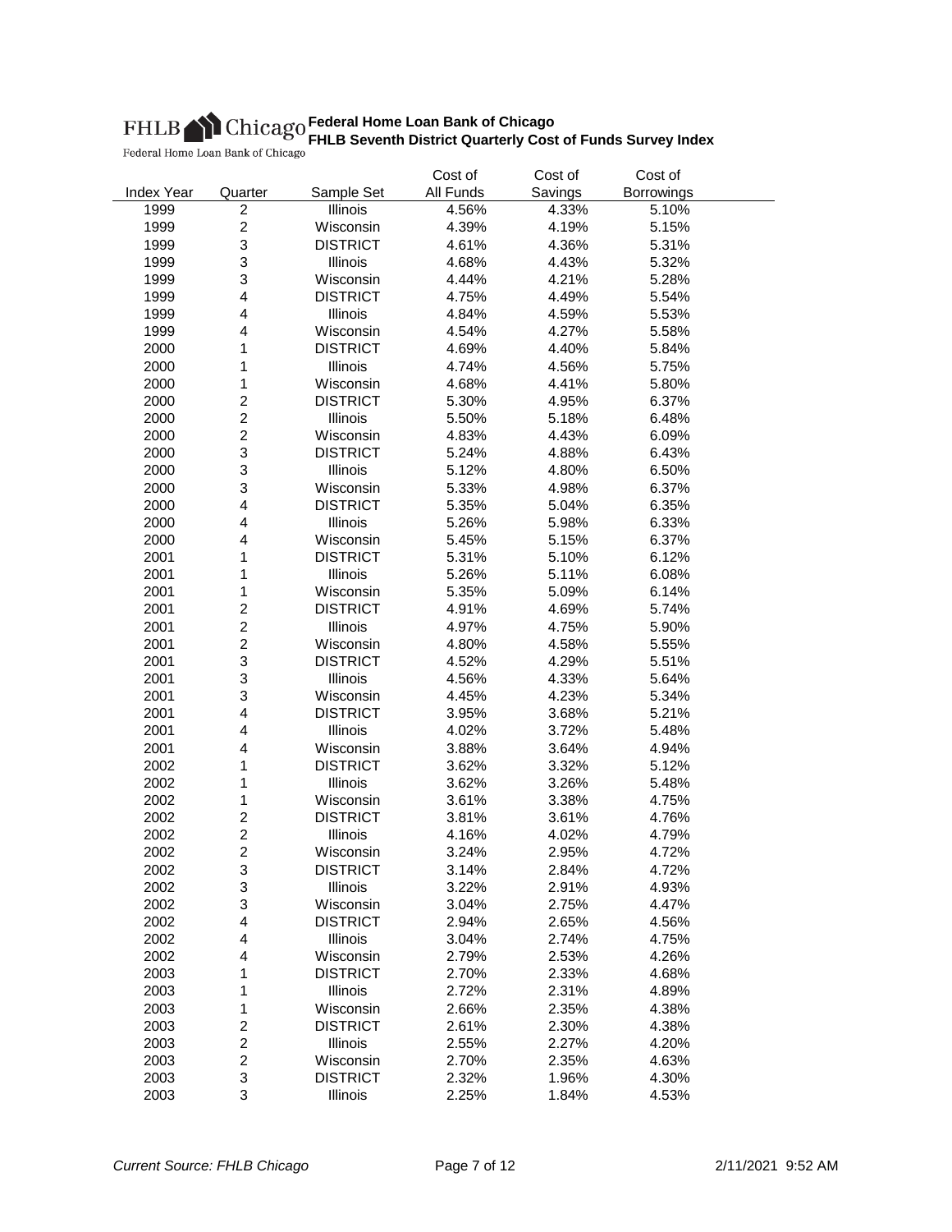FHLB Chicago
Federal Home Loan Bank of Chicago

**Federal Home Loan Bank of Chicago**
**FHLB Seventh District Quarterly Cost of Funds Survey Index**

| Index Year | Quarter | Sample Set | Cost of All Funds | Cost of Savings | Cost of Borrowings |
|---|---|---|---|---|---|
| 1999 | 2 | Illinois | 4.56% | 4.33% | 5.10% |
| 1999 | 2 | Wisconsin | 4.39% | 4.19% | 5.15% |
| 1999 | 3 | DISTRICT | 4.61% | 4.36% | 5.31% |
| 1999 | 3 | Illinois | 4.68% | 4.43% | 5.32% |
| 1999 | 3 | Wisconsin | 4.44% | 4.21% | 5.28% |
| 1999 | 4 | DISTRICT | 4.75% | 4.49% | 5.54% |
| 1999 | 4 | Illinois | 4.84% | 4.59% | 5.53% |
| 1999 | 4 | Wisconsin | 4.54% | 4.27% | 5.58% |
| 2000 | 1 | DISTRICT | 4.69% | 4.40% | 5.84% |
| 2000 | 1 | Illinois | 4.74% | 4.56% | 5.75% |
| 2000 | 1 | Wisconsin | 4.68% | 4.41% | 5.80% |
| 2000 | 2 | DISTRICT | 5.30% | 4.95% | 6.37% |
| 2000 | 2 | Illinois | 5.50% | 5.18% | 6.48% |
| 2000 | 2 | Wisconsin | 4.83% | 4.43% | 6.09% |
| 2000 | 3 | DISTRICT | 5.24% | 4.88% | 6.43% |
| 2000 | 3 | Illinois | 5.12% | 4.80% | 6.50% |
| 2000 | 3 | Wisconsin | 5.33% | 4.98% | 6.37% |
| 2000 | 4 | DISTRICT | 5.35% | 5.04% | 6.35% |
| 2000 | 4 | Illinois | 5.26% | 5.98% | 6.33% |
| 2000 | 4 | Wisconsin | 5.45% | 5.15% | 6.37% |
| 2001 | 1 | DISTRICT | 5.31% | 5.10% | 6.12% |
| 2001 | 1 | Illinois | 5.26% | 5.11% | 6.08% |
| 2001 | 1 | Wisconsin | 5.35% | 5.09% | 6.14% |
| 2001 | 2 | DISTRICT | 4.91% | 4.69% | 5.74% |
| 2001 | 2 | Illinois | 4.97% | 4.75% | 5.90% |
| 2001 | 2 | Wisconsin | 4.80% | 4.58% | 5.55% |
| 2001 | 3 | DISTRICT | 4.52% | 4.29% | 5.51% |
| 2001 | 3 | Illinois | 4.56% | 4.33% | 5.64% |
| 2001 | 3 | Wisconsin | 4.45% | 4.23% | 5.34% |
| 2001 | 4 | DISTRICT | 3.95% | 3.68% | 5.21% |
| 2001 | 4 | Illinois | 4.02% | 3.72% | 5.48% |
| 2001 | 4 | Wisconsin | 3.88% | 3.64% | 4.94% |
| 2002 | 1 | DISTRICT | 3.62% | 3.32% | 5.12% |
| 2002 | 1 | Illinois | 3.62% | 3.26% | 5.48% |
| 2002 | 1 | Wisconsin | 3.61% | 3.38% | 4.75% |
| 2002 | 2 | DISTRICT | 3.81% | 3.61% | 4.76% |
| 2002 | 2 | Illinois | 4.16% | 4.02% | 4.79% |
| 2002 | 2 | Wisconsin | 3.24% | 2.95% | 4.72% |
| 2002 | 3 | DISTRICT | 3.14% | 2.84% | 4.72% |
| 2002 | 3 | Illinois | 3.22% | 2.91% | 4.93% |
| 2002 | 3 | Wisconsin | 3.04% | 2.75% | 4.47% |
| 2002 | 4 | DISTRICT | 2.94% | 2.65% | 4.56% |
| 2002 | 4 | Illinois | 3.04% | 2.74% | 4.75% |
| 2002 | 4 | Wisconsin | 2.79% | 2.53% | 4.26% |
| 2003 | 1 | DISTRICT | 2.70% | 2.33% | 4.68% |
| 2003 | 1 | Illinois | 2.72% | 2.31% | 4.89% |
| 2003 | 1 | Wisconsin | 2.66% | 2.35% | 4.38% |
| 2003 | 2 | DISTRICT | 2.61% | 2.30% | 4.38% |
| 2003 | 2 | Illinois | 2.55% | 2.27% | 4.20% |
| 2003 | 2 | Wisconsin | 2.70% | 2.35% | 4.63% |
| 2003 | 3 | DISTRICT | 2.32% | 1.96% | 4.30% |
| 2003 | 3 | Illinois | 2.25% | 1.84% | 4.53% |

*Current Source: FHLB Chicago* 2/11/2021 9:52 AM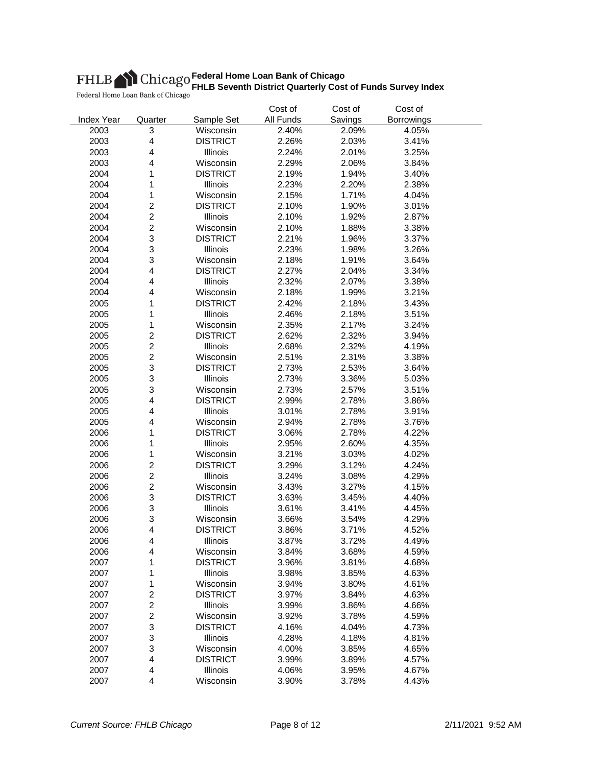FHLB Chicago
Federal Home Loan Bank of Chicago

**Federal Home Loan Bank of Chicago**
**FHLB Seventh District Quarterly Cost of Funds Survey Index**

| Index Year | Quarter | Sample Set | Cost of All Funds | Cost of Savings | Cost of Borrowings |
|---|---|---|---|---|---|
| 2003 | 3 | Wisconsin | 2.40% | 2.09% | 4.05% |
| 2003 | 4 | DISTRICT | 2.26% | 2.03% | 3.41% |
| 2003 | 4 | Illinois | 2.24% | 2.01% | 3.25% |
| 2003 | 4 | Wisconsin | 2.29% | 2.06% | 3.84% |
| 2004 | 1 | DISTRICT | 2.19% | 1.94% | 3.40% |
| 2004 | 1 | Illinois | 2.23% | 2.20% | 2.38% |
| 2004 | 1 | Wisconsin | 2.15% | 1.71% | 4.04% |
| 2004 | 2 | DISTRICT | 2.10% | 1.90% | 3.01% |
| 2004 | 2 | Illinois | 2.10% | 1.92% | 2.87% |
| 2004 | 2 | Wisconsin | 2.10% | 1.88% | 3.38% |
| 2004 | 3 | DISTRICT | 2.21% | 1.96% | 3.37% |
| 2004 | 3 | Illinois | 2.23% | 1.98% | 3.26% |
| 2004 | 3 | Wisconsin | 2.18% | 1.91% | 3.64% |
| 2004 | 4 | DISTRICT | 2.27% | 2.04% | 3.34% |
| 2004 | 4 | Illinois | 2.32% | 2.07% | 3.38% |
| 2004 | 4 | Wisconsin | 2.18% | 1.99% | 3.21% |
| 2005 | 1 | DISTRICT | 2.42% | 2.18% | 3.43% |
| 2005 | 1 | Illinois | 2.46% | 2.18% | 3.51% |
| 2005 | 1 | Wisconsin | 2.35% | 2.17% | 3.24% |
| 2005 | 2 | DISTRICT | 2.62% | 2.32% | 3.94% |
| 2005 | 2 | Illinois | 2.68% | 2.32% | 4.19% |
| 2005 | 2 | Wisconsin | 2.51% | 2.31% | 3.38% |
| 2005 | 3 | DISTRICT | 2.73% | 2.53% | 3.64% |
| 2005 | 3 | Illinois | 2.73% | 3.36% | 5.03% |
| 2005 | 3 | Wisconsin | 2.73% | 2.57% | 3.51% |
| 2005 | 4 | DISTRICT | 2.99% | 2.78% | 3.86% |
| 2005 | 4 | Illinois | 3.01% | 2.78% | 3.91% |
| 2005 | 4 | Wisconsin | 2.94% | 2.78% | 3.76% |
| 2006 | 1 | DISTRICT | 3.06% | 2.78% | 4.22% |
| 2006 | 1 | Illinois | 2.95% | 2.60% | 4.35% |
| 2006 | 1 | Wisconsin | 3.21% | 3.03% | 4.02% |
| 2006 | 2 | DISTRICT | 3.29% | 3.12% | 4.24% |
| 2006 | 2 | Illinois | 3.24% | 3.08% | 4.29% |
| 2006 | 2 | Wisconsin | 3.43% | 3.27% | 4.15% |
| 2006 | 3 | DISTRICT | 3.63% | 3.45% | 4.40% |
| 2006 | 3 | Illinois | 3.61% | 3.41% | 4.45% |
| 2006 | 3 | Wisconsin | 3.66% | 3.54% | 4.29% |
| 2006 | 4 | DISTRICT | 3.86% | 3.71% | 4.52% |
| 2006 | 4 | Illinois | 3.87% | 3.72% | 4.49% |
| 2006 | 4 | Wisconsin | 3.84% | 3.68% | 4.59% |
| 2007 | 1 | DISTRICT | 3.96% | 3.81% | 4.68% |
| 2007 | 1 | Illinois | 3.98% | 3.85% | 4.63% |
| 2007 | 1 | Wisconsin | 3.94% | 3.80% | 4.61% |
| 2007 | 2 | DISTRICT | 3.97% | 3.84% | 4.63% |
| 2007 | 2 | Illinois | 3.99% | 3.86% | 4.66% |
| 2007 | 2 | Wisconsin | 3.92% | 3.78% | 4.59% |
| 2007 | 3 | DISTRICT | 4.16% | 4.04% | 4.73% |
| 2007 | 3 | Illinois | 4.28% | 4.18% | 4.81% |
| 2007 | 3 | Wisconsin | 4.00% | 3.85% | 4.65% |
| 2007 | 4 | DISTRICT | 3.99% | 3.89% | 4.57% |
| 2007 | 4 | Illinois | 4.06% | 3.95% | 4.67% |
| 2007 | 4 | Wisconsin | 3.90% | 3.78% | 4.43% |

*Current Source: FHLB Chicago* 2/11/2021 9:52 AM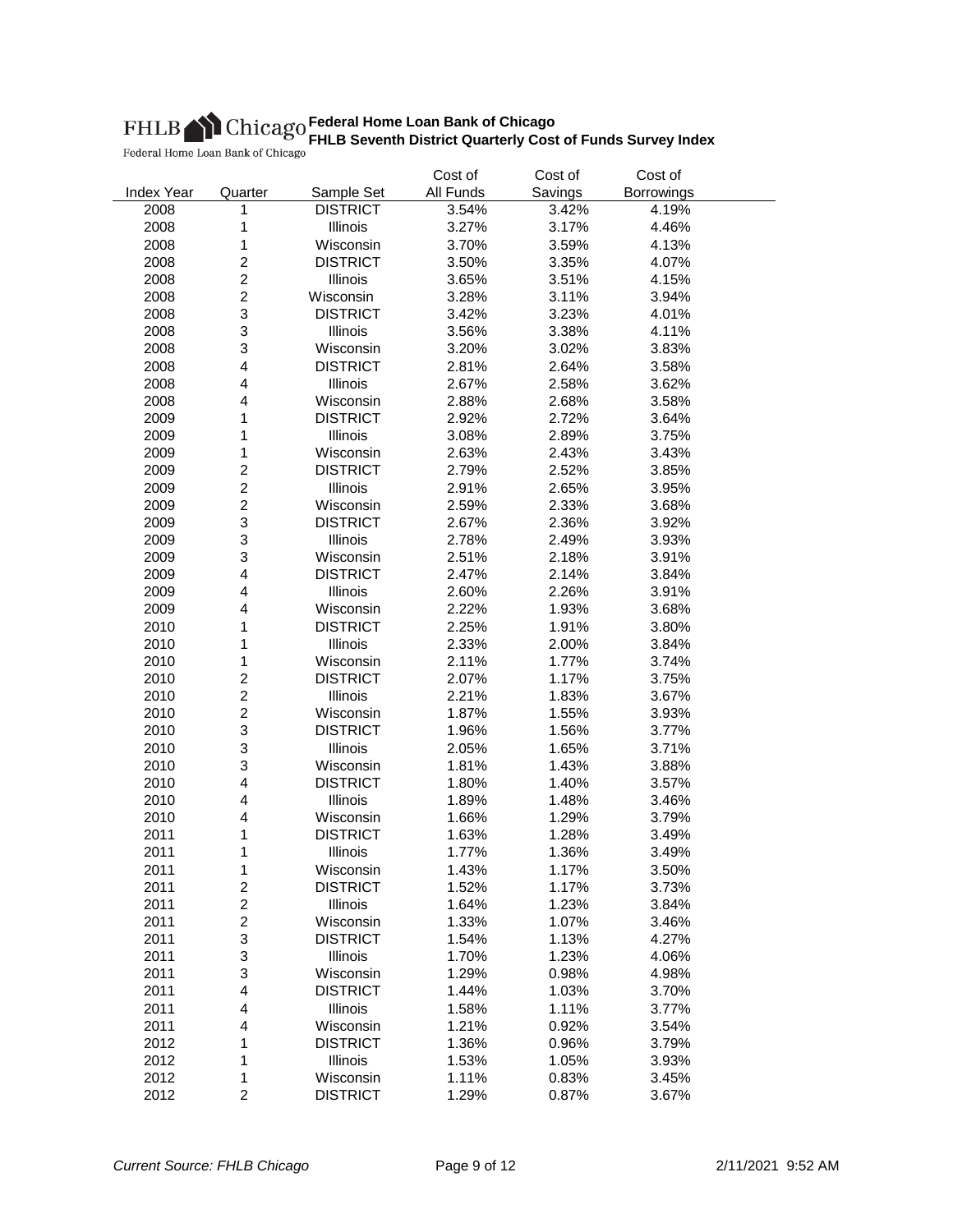FHLB Chicago
Federal Home Loan Bank of Chicago

# Federal Home Loan Bank of Chicago
## FHLB Seventh District Quarterly Cost of Funds Survey Index

| Index Year | Quarter | Sample Set | Cost of All Funds | Cost of Savings | Cost of Borrowings |
|---|---|---|---|---|---|
| 2008 | 1 | DISTRICT | 3.54% | 3.42% | 4.19% |
| 2008 | 1 | Illinois | 3.27% | 3.17% | 4.46% |
| 2008 | 1 | Wisconsin | 3.70% | 3.59% | 4.13% |
| 2008 | 2 | DISTRICT | 3.50% | 3.35% | 4.07% |
| 2008 | 2 | Illinois | 3.65% | 3.51% | 4.15% |
| 2008 | 2 | Wisconsin | 3.28% | 3.11% | 3.94% |
| 2008 | 3 | DISTRICT | 3.42% | 3.23% | 4.01% |
| 2008 | 3 | Illinois | 3.56% | 3.38% | 4.11% |
| 2008 | 3 | Wisconsin | 3.20% | 3.02% | 3.83% |
| 2008 | 4 | DISTRICT | 2.81% | 2.64% | 3.58% |
| 2008 | 4 | Illinois | 2.67% | 2.58% | 3.62% |
| 2008 | 4 | Wisconsin | 2.88% | 2.68% | 3.58% |
| 2009 | 1 | DISTRICT | 2.92% | 2.72% | 3.64% |
| 2009 | 1 | Illinois | 3.08% | 2.89% | 3.75% |
| 2009 | 1 | Wisconsin | 2.63% | 2.43% | 3.43% |
| 2009 | 2 | DISTRICT | 2.79% | 2.52% | 3.85% |
| 2009 | 2 | Illinois | 2.91% | 2.65% | 3.95% |
| 2009 | 2 | Wisconsin | 2.59% | 2.33% | 3.68% |
| 2009 | 3 | DISTRICT | 2.67% | 2.36% | 3.92% |
| 2009 | 3 | Illinois | 2.78% | 2.49% | 3.93% |
| 2009 | 3 | Wisconsin | 2.51% | 2.18% | 3.91% |
| 2009 | 4 | DISTRICT | 2.47% | 2.14% | 3.84% |
| 2009 | 4 | Illinois | 2.60% | 2.26% | 3.91% |
| 2009 | 4 | Wisconsin | 2.22% | 1.93% | 3.68% |
| 2010 | 1 | DISTRICT | 2.25% | 1.91% | 3.80% |
| 2010 | 1 | Illinois | 2.33% | 2.00% | 3.84% |
| 2010 | 1 | Wisconsin | 2.11% | 1.77% | 3.74% |
| 2010 | 2 | DISTRICT | 2.07% | 1.17% | 3.75% |
| 2010 | 2 | Illinois | 2.21% | 1.83% | 3.67% |
| 2010 | 2 | Wisconsin | 1.87% | 1.55% | 3.93% |
| 2010 | 3 | DISTRICT | 1.96% | 1.56% | 3.77% |
| 2010 | 3 | Illinois | 2.05% | 1.65% | 3.71% |
| 2010 | 3 | Wisconsin | 1.81% | 1.43% | 3.88% |
| 2010 | 4 | DISTRICT | 1.80% | 1.40% | 3.57% |
| 2010 | 4 | Illinois | 1.89% | 1.48% | 3.46% |
| 2010 | 4 | Wisconsin | 1.66% | 1.29% | 3.79% |
| 2011 | 1 | DISTRICT | 1.63% | 1.28% | 3.49% |
| 2011 | 1 | Illinois | 1.77% | 1.36% | 3.49% |
| 2011 | 1 | Wisconsin | 1.43% | 1.17% | 3.50% |
| 2011 | 2 | DISTRICT | 1.52% | 1.17% | 3.73% |
| 2011 | 2 | Illinois | 1.64% | 1.23% | 3.84% |
| 2011 | 2 | Wisconsin | 1.33% | 1.07% | 3.46% |
| 2011 | 3 | DISTRICT | 1.54% | 1.13% | 4.27% |
| 2011 | 3 | Illinois | 1.70% | 1.23% | 4.06% |
| 2011 | 3 | Wisconsin | 1.29% | 0.98% | 4.98% |
| 2011 | 4 | DISTRICT | 1.44% | 1.03% | 3.70% |
| 2011 | 4 | Illinois | 1.58% | 1.11% | 3.77% |
| 2011 | 4 | Wisconsin | 1.21% | 0.92% | 3.54% |
| 2012 | 1 | DISTRICT | 1.36% | 0.96% | 3.79% |
| 2012 | 1 | Illinois | 1.53% | 1.05% | 3.93% |
| 2012 | 1 | Wisconsin | 1.11% | 0.83% | 3.45% |
| 2012 | 2 | DISTRICT | 1.29% | 0.87% | 3.67% |

*Current Source: FHLB Chicago*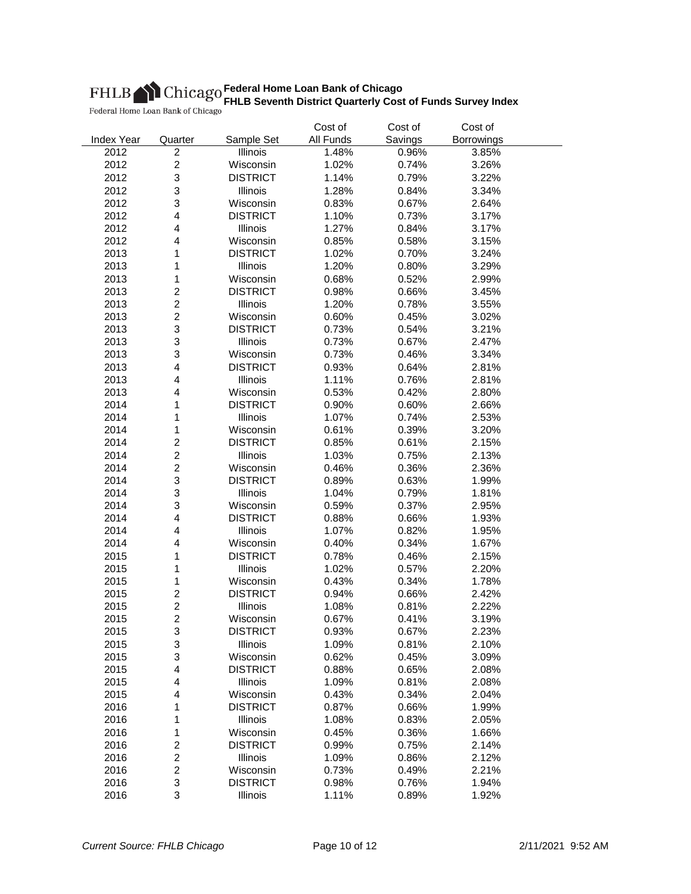# Federal Home Loan Bank of Chicago

## FHLB Seventh District Quarterly Cost of Funds Survey Index

| Index Year | Quarter | Sample Set | Cost of All Funds | Cost of Savings | Cost of Borrowings |
|---|---|---|---|---|---|
| 2012 | 2 | Illinois | 1.48% | 0.96% | 3.85% |
| 2012 | 2 | Wisconsin | 1.02% | 0.74% | 3.26% |
| 2012 | 3 | DISTRICT | 1.14% | 0.79% | 3.22% |
| 2012 | 3 | Illinois | 1.28% | 0.84% | 3.34% |
| 2012 | 3 | Wisconsin | 0.83% | 0.67% | 2.64% |
| 2012 | 4 | DISTRICT | 1.10% | 0.73% | 3.17% |
| 2012 | 4 | Illinois | 1.27% | 0.84% | 3.17% |
| 2012 | 4 | Wisconsin | 0.85% | 0.58% | 3.15% |
| 2013 | 1 | DISTRICT | 1.02% | 0.70% | 3.24% |
| 2013 | 1 | Illinois | 1.20% | 0.80% | 3.29% |
| 2013 | 1 | Wisconsin | 0.68% | 0.52% | 2.99% |
| 2013 | 2 | DISTRICT | 0.98% | 0.66% | 3.45% |
| 2013 | 2 | Illinois | 1.20% | 0.78% | 3.55% |
| 2013 | 2 | Wisconsin | 0.60% | 0.45% | 3.02% |
| 2013 | 3 | DISTRICT | 0.73% | 0.54% | 3.21% |
| 2013 | 3 | Illinois | 0.73% | 0.67% | 2.47% |
| 2013 | 3 | Wisconsin | 0.73% | 0.46% | 3.34% |
| 2013 | 4 | DISTRICT | 0.93% | 0.64% | 2.81% |
| 2013 | 4 | Illinois | 1.11% | 0.76% | 2.81% |
| 2013 | 4 | Wisconsin | 0.53% | 0.42% | 2.80% |
| 2014 | 1 | DISTRICT | 0.90% | 0.60% | 2.66% |
| 2014 | 1 | Illinois | 1.07% | 0.74% | 2.53% |
| 2014 | 1 | Wisconsin | 0.61% | 0.39% | 3.20% |
| 2014 | 2 | DISTRICT | 0.85% | 0.61% | 2.15% |
| 2014 | 2 | Illinois | 1.03% | 0.75% | 2.13% |
| 2014 | 2 | Wisconsin | 0.46% | 0.36% | 2.36% |
| 2014 | 3 | DISTRICT | 0.89% | 0.63% | 1.99% |
| 2014 | 3 | Illinois | 1.04% | 0.79% | 1.81% |
| 2014 | 3 | Wisconsin | 0.59% | 0.37% | 2.95% |
| 2014 | 4 | DISTRICT | 0.88% | 0.66% | 1.93% |
| 2014 | 4 | Illinois | 1.07% | 0.82% | 1.95% |
| 2014 | 4 | Wisconsin | 0.40% | 0.34% | 1.67% |
| 2015 | 1 | DISTRICT | 0.78% | 0.46% | 2.15% |
| 2015 | 1 | Illinois | 1.02% | 0.57% | 2.20% |
| 2015 | 1 | Wisconsin | 0.43% | 0.34% | 1.78% |
| 2015 | 2 | DISTRICT | 0.94% | 0.66% | 2.42% |
| 2015 | 2 | Illinois | 1.08% | 0.81% | 2.22% |
| 2015 | 2 | Wisconsin | 0.67% | 0.41% | 3.19% |
| 2015 | 3 | DISTRICT | 0.93% | 0.67% | 2.23% |
| 2015 | 3 | Illinois | 1.09% | 0.81% | 2.10% |
| 2015 | 3 | Wisconsin | 0.62% | 0.45% | 3.09% |
| 2015 | 4 | DISTRICT | 0.88% | 0.65% | 2.08% |
| 2015 | 4 | Illinois | 1.09% | 0.81% | 2.08% |
| 2015 | 4 | Wisconsin | 0.43% | 0.34% | 2.04% |
| 2016 | 1 | DISTRICT | 0.87% | 0.66% | 1.99% |
| 2016 | 1 | Illinois | 1.08% | 0.83% | 2.05% |
| 2016 | 1 | Wisconsin | 0.45% | 0.36% | 1.66% |
| 2016 | 2 | DISTRICT | 0.99% | 0.75% | 2.14% |
| 2016 | 2 | Illinois | 1.09% | 0.86% | 2.12% |
| 2016 | 2 | Wisconsin | 0.73% | 0.49% | 2.21% |
| 2016 | 3 | DISTRICT | 0.98% | 0.76% | 1.94% |
| 2016 | 3 | Illinois | 1.11% | 0.89% | 1.92% |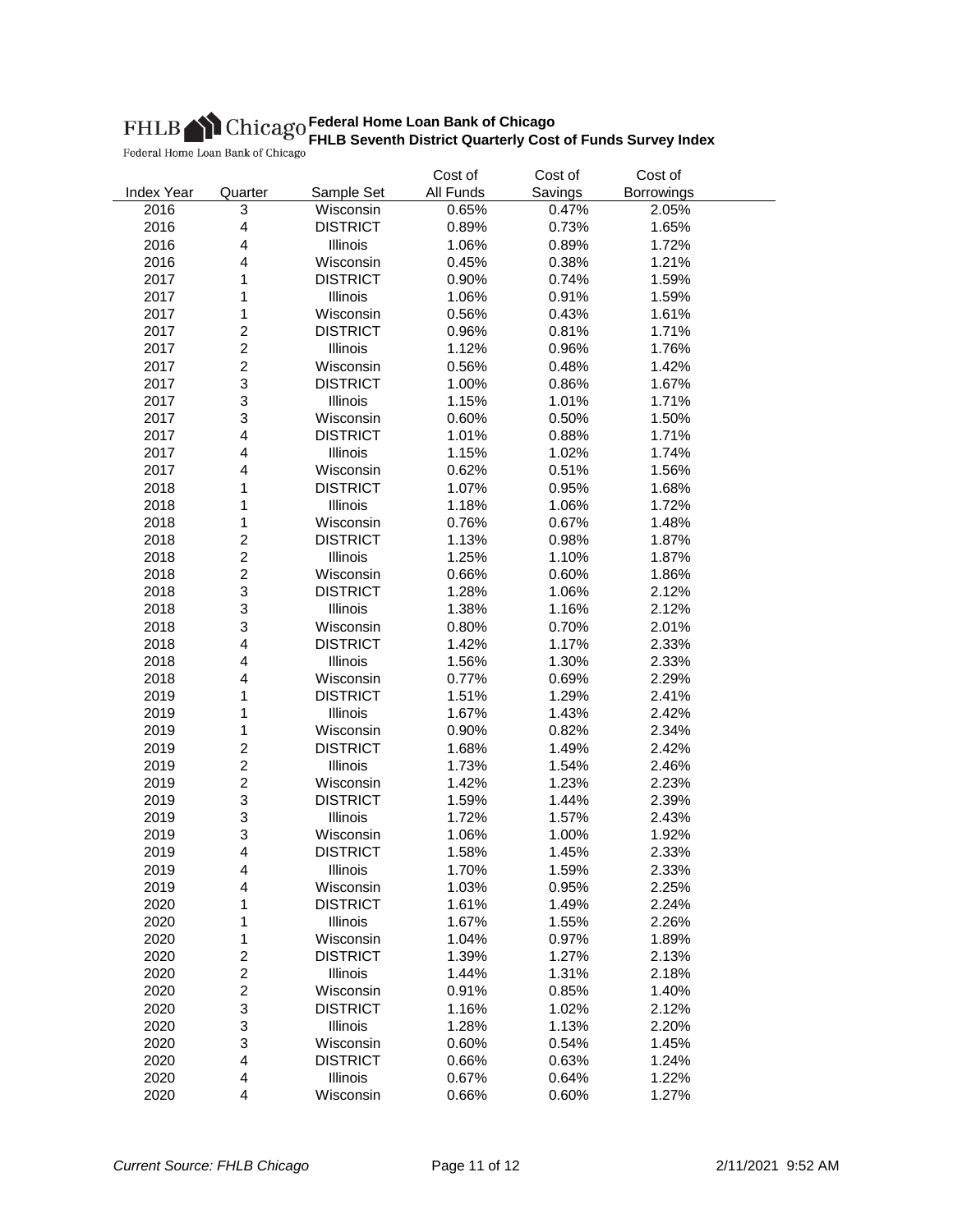FHLB Chicago
Federal Home Loan Bank of Chicago

**Federal Home Loan Bank of Chicago**
**FHLB Seventh District Quarterly Cost of Funds Survey Index**

| Index Year | Quarter | Sample Set | Cost of All Funds | Cost of Savings | Cost of Borrowings |
|---|---|---|---|---|---|
| 2016 | 3 | Wisconsin | 0.65% | 0.47% | 2.05% |
| 2016 | 4 | DISTRICT | 0.89% | 0.73% | 1.65% |
| 2016 | 4 | Illinois | 1.06% | 0.89% | 1.72% |
| 2016 | 4 | Wisconsin | 0.45% | 0.38% | 1.21% |
| 2017 | 1 | DISTRICT | 0.90% | 0.74% | 1.59% |
| 2017 | 1 | Illinois | 1.06% | 0.91% | 1.59% |
| 2017 | 1 | Wisconsin | 0.56% | 0.43% | 1.61% |
| 2017 | 2 | DISTRICT | 0.96% | 0.81% | 1.71% |
| 2017 | 2 | Illinois | 1.12% | 0.96% | 1.76% |
| 2017 | 2 | Wisconsin | 0.56% | 0.48% | 1.42% |
| 2017 | 3 | DISTRICT | 1.00% | 0.86% | 1.67% |
| 2017 | 3 | Illinois | 1.15% | 1.01% | 1.71% |
| 2017 | 3 | Wisconsin | 0.60% | 0.50% | 1.50% |
| 2017 | 4 | DISTRICT | 1.01% | 0.88% | 1.71% |
| 2017 | 4 | Illinois | 1.15% | 1.02% | 1.74% |
| 2017 | 4 | Wisconsin | 0.62% | 0.51% | 1.56% |
| 2018 | 1 | DISTRICT | 1.07% | 0.95% | 1.68% |
| 2018 | 1 | Illinois | 1.18% | 1.06% | 1.72% |
| 2018 | 1 | Wisconsin | 0.76% | 0.67% | 1.48% |
| 2018 | 2 | DISTRICT | 1.13% | 0.98% | 1.87% |
| 2018 | 2 | Illinois | 1.25% | 1.10% | 1.87% |
| 2018 | 2 | Wisconsin | 0.66% | 0.60% | 1.86% |
| 2018 | 3 | DISTRICT | 1.28% | 1.06% | 2.12% |
| 2018 | 3 | Illinois | 1.38% | 1.16% | 2.12% |
| 2018 | 3 | Wisconsin | 0.80% | 0.70% | 2.01% |
| 2018 | 4 | DISTRICT | 1.42% | 1.17% | 2.33% |
| 2018 | 4 | Illinois | 1.56% | 1.30% | 2.33% |
| 2018 | 4 | Wisconsin | 0.77% | 0.69% | 2.29% |
| 2019 | 1 | DISTRICT | 1.51% | 1.29% | 2.41% |
| 2019 | 1 | Illinois | 1.67% | 1.43% | 2.42% |
| 2019 | 1 | Wisconsin | 0.90% | 0.82% | 2.34% |
| 2019 | 2 | DISTRICT | 1.68% | 1.49% | 2.42% |
| 2019 | 2 | Illinois | 1.73% | 1.54% | 2.46% |
| 2019 | 2 | Wisconsin | 1.42% | 1.23% | 2.23% |
| 2019 | 3 | DISTRICT | 1.59% | 1.44% | 2.39% |
| 2019 | 3 | Illinois | 1.72% | 1.57% | 2.43% |
| 2019 | 3 | Wisconsin | 1.06% | 1.00% | 1.92% |
| 2019 | 4 | DISTRICT | 1.58% | 1.45% | 2.33% |
| 2019 | 4 | Illinois | 1.70% | 1.59% | 2.33% |
| 2019 | 4 | Wisconsin | 1.03% | 0.95% | 2.25% |
| 2020 | 1 | DISTRICT | 1.61% | 1.49% | 2.24% |
| 2020 | 1 | Illinois | 1.67% | 1.55% | 2.26% |
| 2020 | 1 | Wisconsin | 1.04% | 0.97% | 1.89% |
| 2020 | 2 | DISTRICT | 1.39% | 1.27% | 2.13% |
| 2020 | 2 | Illinois | 1.44% | 1.31% | 2.18% |
| 2020 | 2 | Wisconsin | 0.91% | 0.85% | 1.40% |
| 2020 | 3 | DISTRICT | 1.16% | 1.02% | 2.12% |
| 2020 | 3 | Illinois | 1.28% | 1.13% | 2.20% |
| 2020 | 3 | Wisconsin | 0.60% | 0.54% | 1.45% |
| 2020 | 4 | DISTRICT | 0.66% | 0.63% | 1.24% |
| 2020 | 4 | Illinois | 0.67% | 0.64% | 1.22% |
| 2020 | 4 | Wisconsin | 0.66% | 0.60% | 1.27% |

*Current Source: FHLB Chicago*

2/11/2021 9:52 AM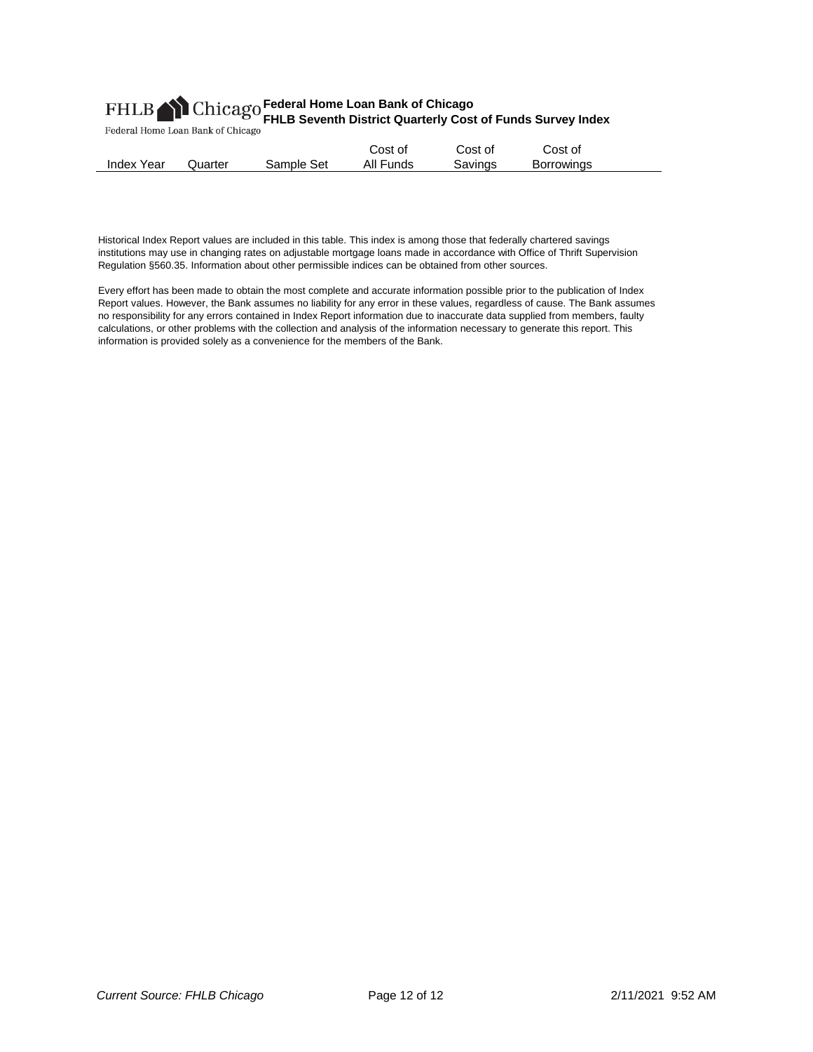**Federal Home Loan Bank of Chicago**
**FHLB Seventh District Quarterly Cost of Funds Survey Index**

| Index Year | Quarter | Sample Set | Cost of All Funds | Cost of Savings | Cost of Borrowings |
|---|---|---|---|---|---|

Historical Index Report values are included in this table. This index is among those that federally chartered savings institutions may use in changing rates on adjustable mortgage loans made in accordance with Office of Thrift Supervision Regulation §560.35. Information about other permissible indices can be obtained from other sources.

Every effort has been made to obtain the most complete and accurate information possible prior to the publication of Index Report values. However, the Bank assumes no liability for any error in these values, regardless of cause. The Bank assumes no responsibility for any errors contained in Index Report information due to inaccurate data supplied from members, faulty calculations, or other problems with the collection and analysis of the information necessary to generate this report. This information is provided solely as a convenience for the members of the Bank.